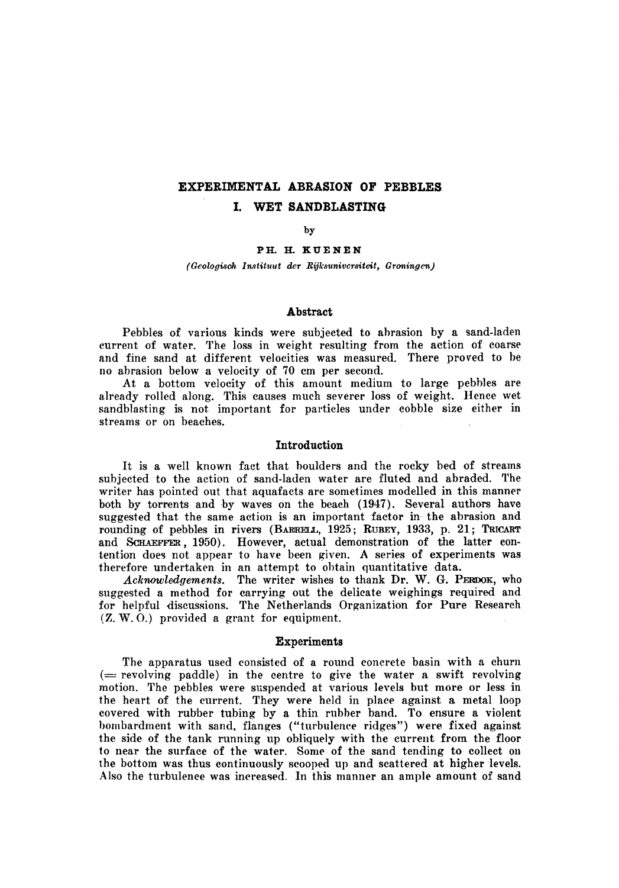# EXPERIMENTAL ABRASION OF PEBBLES

## I. WET SANDBLASTING

by

PH. H. KUENEN

*(Geologisch Instituut der Rijksuniversiteit, Groningen)*

### Abstract

Pebbles of various kinds were subjected to abrasion by a sand-laden current of water. The loss in weight resulting from the action of coarse and fine sand at different velocities was measured. There proved to be no abrasion below a velocity of 70 cm per second.

At a bottom velocity of this amount medium to large pebbles are already rolled along. This causes much severer loss of weight. Hence wet sandblasting is not important for particles under cobble size either in streams or on beaches.

### Introduction

It is a well known fact that boulders and the rocky bed of streams subjected to the action of sand-laden water are fluted and abraded. The writer has pointed out that aquafacts are sometimes modelled in this manner both by torrents and by waves on the beach (1947). Several authors have suggested that the same action is an important factor in the abrasion and rounding of pebbles in rivers (BARRELL, 1925; RUBEY, 1933, p. 21; TRICART and SCHAEFFER, 1950). However, actual demonstration of the latter contention does not appear to have been given. A series of experiments was therefore undertaken in an attempt to obtain quantitative data.

*Acknowledgements.* The writer wishes to thank Dr. W. G. PERDOK, who suggested a method for carrying out the delicate weighings required and for helpful discussions. The Netherlands Organization for Pure Research (Z. W. O.) provided a grant for equipment.

### Experiments

The apparatus used consisted of a round concrete basin with a churn (= revolving paddle) in the centre to give the water a swift revolving motion. The pebbles were suspended at various levels but more or less in the heart of the current. They were held in place against a metal loop covered with rubber tubing by a thin rubber band. To ensure a violent bombardment with sand, flanges ("turbulence ridges") were fixed against the side of the tank running up obliquely with the current from the floor to near the surface of the water. Some of the sand tending to collect on the bottom was thus continuously scooped up and scattered at higher levels. Also the turbulence was increased. In this manner an ample amount of sand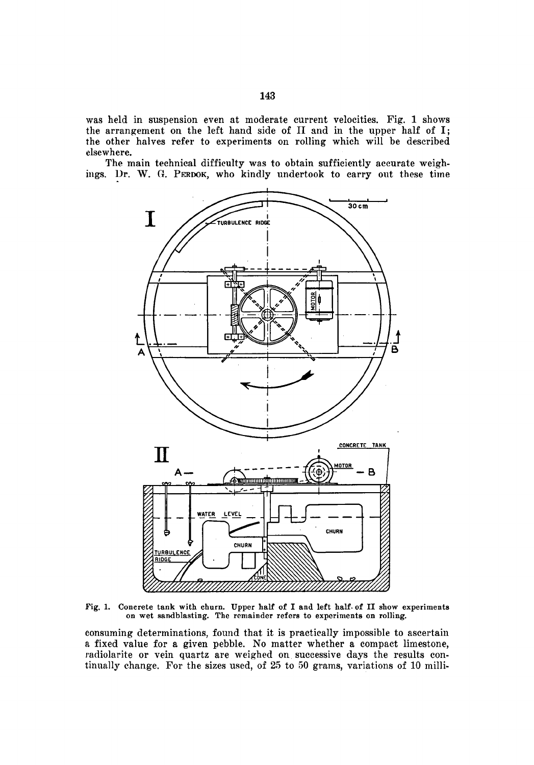was held in suspension even at moderate current velocities. Fig. 1 shows the arrangement on the left hand side of II and in the upper half of I; the other halves refer to experiments on rolling which will be described elsewhere.

The main technical difficulty was to obtain sufficiently accurate weighings. Dr. W. G. PERDOK, who kindly undertook to carry out these time

Fig. 1. Concrete tank with churn. Upper half of I and left half of II show experiments on wet sandblasting. The remainder refers to experiments on rolling.

consuming determinations, found that it is practically impossible to ascertain a fixed value for a given pebble. No matter whether a compact limestone, radiolarite or vein quartz are weighed on successive days the results continually change. For the sizes used, of 25 to 50 grams, variations of 10 milli-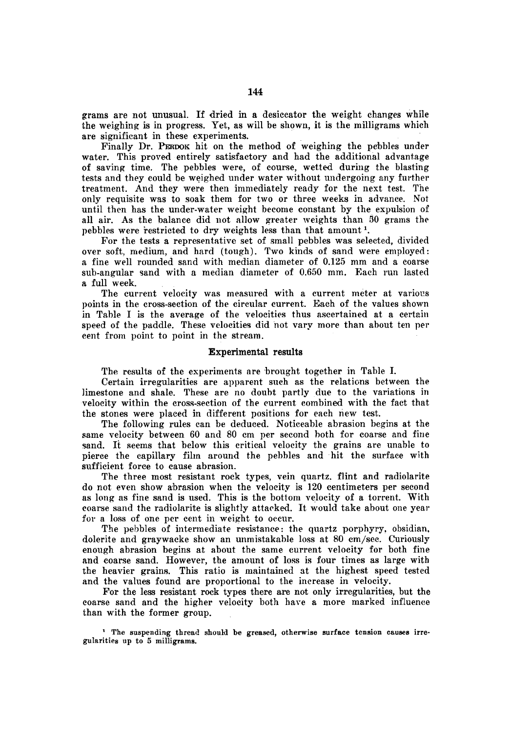grams are not unusual. If dried in a desiccator the weight changes while the weighing is in progress. Yet, as will be shown, it is the milligrams which are significant in these experiments.

Finally Dr. PERDOK hit on the method of weighing the pebbles under water. This proved entirely satisfactory and had the additional advantage of saving time. The pebbles were, of course, wetted during the blasting tests and they could be weighed under water without undergoing any further treatment. And they were then immediately ready for the next test. The only requisite was to soak them for two or three weeks in advance. Not until then has the under-water weight become constant by the expulsion of all air. As the balance did not allow greater weights than 50 grams the pebbles were restricted to dry weights less than that amount [1].

For the tests a representative set of small pebbles was selected, divided over soft, medium, and hard (tough). Two kinds of sand were employed: a fine well rounded sand with median diameter of 0.125 mm and a coarse sub-angular sand with a median diameter of 0.650 mm. Each run lasted a full week.

The current velocity was measured with a current meter at various points in the cross-section of the circular current. Each of the values shown in Table I is the average of the velocities thus ascertained at a certain speed of the paddle. These velocities did not vary more than about ten per cent from point to point in the stream.

## Experimental results

The results of the experiments are brought together in Table I.

Certain irregularities are apparent such as the relations between the limestone and shale. These are no doubt partly due to the variations in velocity within the cross-section of the current combined with the fact that the stones were placed in different positions for each new test.

The following rules can be deduced. Noticeable abrasion begins at the same velocity between 60 and 80 cm per second both for coarse and fine sand. It seems that below this critical velocity the grains are unable to pierce the capillary film around the pebbles and hit the surface with sufficient force to cause abrasion.

The three most resistant rock types, vein quartz, flint and radiolarite do not even show abrasion when the velocity is 120 centimeters per second as long as fine sand is used. This is the bottom velocity of a torrent. With coarse sand the radiolarite is slightly attacked. It would take about one year for a loss of one per cent in weight to occur.

The pebbles of intermediate resistance: the quartz porphyry, obsidian, dolerite and graywacke show an unmistakable loss at 80 cm/sec. Curiously enough abrasion begins at about the same current velocity for both fine and coarse sand. However, the amount of loss is four times as large with the heavier grains. This ratio is maintained at the highest speed tested and the values found are proportional to the increase in velocity.

For the less resistant rock types there are not only irregularities, but the coarse sand and the higher velocity both have a more marked influence than with the former group.

[1] The suspending thread should be greased, otherwise surface tension causes irregularities up to 5 milligrams.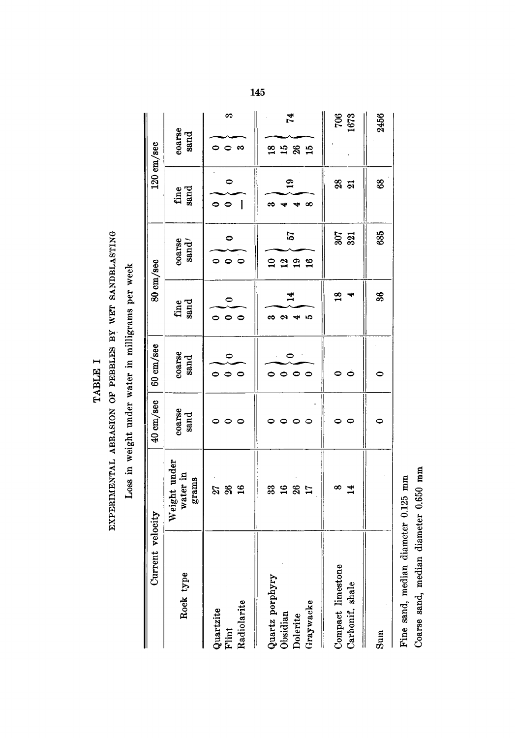# TABLE I

## EXPERIMENTAL ABRASION OF PEBBLES BY WET SANDBLASTING

Loss in weight under water in milligrams per week

| Current velocity | | 40 cm/sec | 60 cm/sec | 80 cm/sec | | | | 120 cm/sec | | | |
|---|---|---|---|---|---|---|---|---|---|---|---|
| Rock type | Weight under water in grams | coarse sand | coarse sand | fine sand | | coarse sand | | fine sand | | coarse sand | |
| Quartzite | 27 | 0 | 0 | 0 | 0 | 0 | 0 | 0 | 0 | 0 | 3 |
| Flint | 26 | 0 | 0 | 0 | | 0 | | 0 | | 0 | |
| Radiolarite | 16 | 0 | 0 | 0 | | 0 | | — | | 3 | |
| Quartz porphyry | 33 | 0 | 0 | 3 | 14 | 10 | 57 | 3 | 19 | 18 | 74 |
| Obsidian | 16 | 0 | 0 | 2 | | 12 | | 4 | | 15 | |
| Dolerite | 26 | 0 | 0 | 4 | | 19 | | 4 | | 26 | |
| Graywacke | 17 | 0 | 0 | 5 | | 16 | | 8 | | 15 | |
| Compact limestone | 8 | 0 | 0 | 18 | | 307 | | 28 | | 706 | |
| Carbonif. shale | 14 | 0 | 0 | 4 | | 321 | | 21 | | 1673 | |
| Sum | | 0 | 0 | 36 | | 685 | | 68 | | 2456 | |

Fine sand, median diameter 0.125 mm

Coarse sand, median diameter 0.650 mm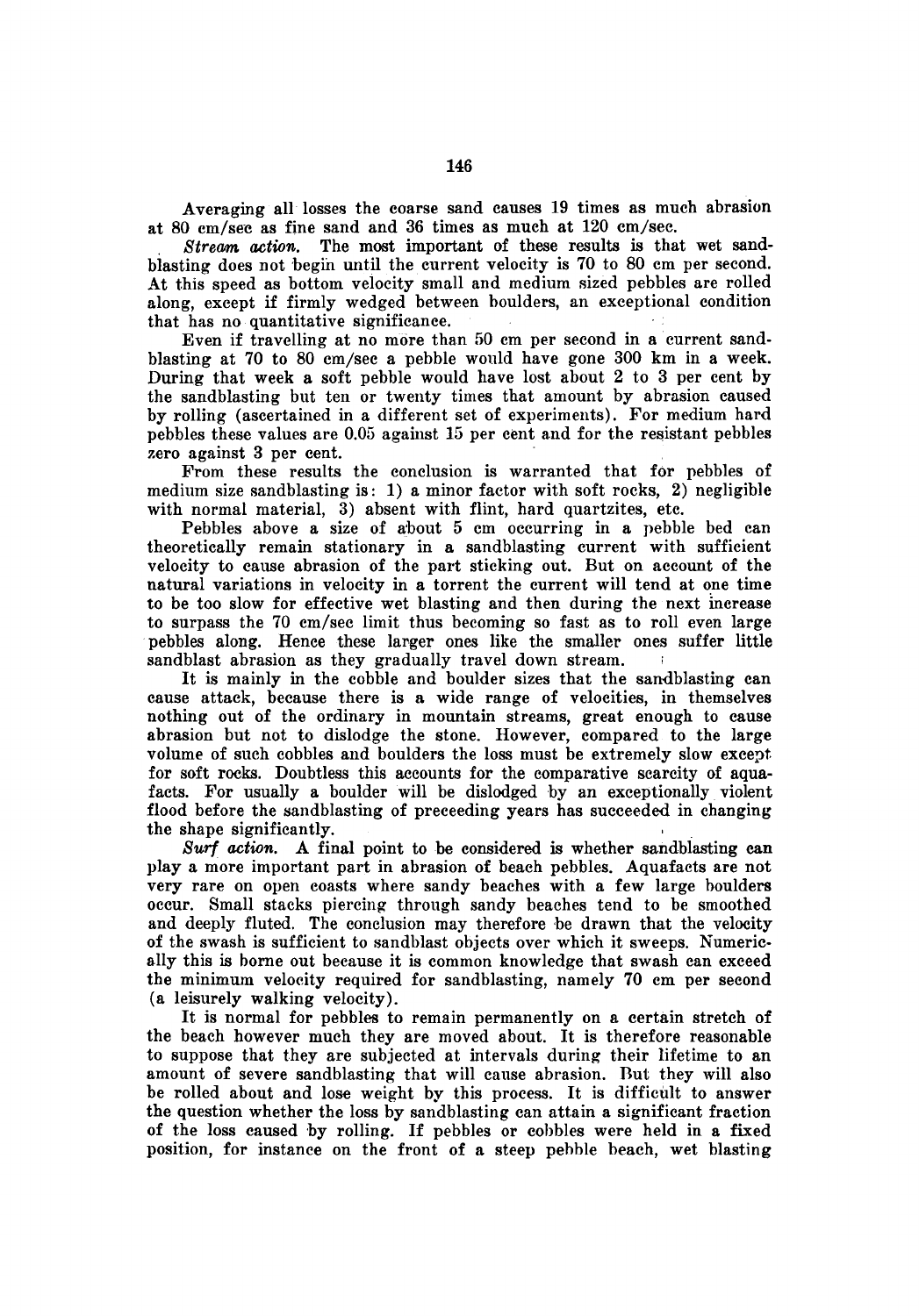Averaging all losses the coarse sand causes 19 times as much abrasion at 80 cm/sec as fine sand and 36 times as much at 120 cm/sec.

*Stream action.* The most important of these results is that wet sandblasting does not begin until the current velocity is 70 to 80 cm per second. At this speed as bottom velocity small and medium sized pebbles are rolled along, except if firmly wedged between boulders, an exceptional condition that has no quantitative significance.

Even if travelling at no more than 50 cm per second in a current sandblasting at 70 to 80 cm/sec a pebble would have gone 300 km in a week. During that week a soft pebble would have lost about 2 to 3 per cent by the sandblasting but ten or twenty times that amount by abrasion caused by rolling (ascertained in a different set of experiments). For medium hard pebbles these values are 0.05 against 15 per cent and for the resistant pebbles zero against 3 per cent.

From these results the conclusion is warranted that for pebbles of medium size sandblasting is: 1) a minor factor with soft rocks, 2) negligible with normal material, 3) absent with flint, hard quartzites, etc.

Pebbles above a size of about 5 cm occurring in a pebble bed can theoretically remain stationary in a sandblasting current with sufficient velocity to cause abrasion of the part sticking out. But on account of the natural variations in velocity in a torrent the current will tend at one time to be too slow for effective wet blasting and then during the next increase to surpass the 70 cm/sec limit thus becoming so fast as to roll even large pebbles along. Hence these larger ones like the smaller ones suffer little sandblast abrasion as they gradually travel down stream.

It is mainly in the cobble and boulder sizes that the sandblasting can cause attack, because there is a wide range of velocities, in themselves nothing out of the ordinary in mountain streams, great enough to cause abrasion but not to dislodge the stone. However, compared to the large volume of such cobbles and boulders the loss must be extremely slow except for soft rocks. Doubtless this accounts for the comparative scarcity of aquafacts. For usually a boulder will be dislodged by an exceptionally violent flood before the sandblasting of preceeding years has succeeded in changing the shape significantly.

*Surf action.* A final point to be considered is whether sandblasting can play a more important part in abrasion of beach pebbles. Aquafacts are not very rare on open coasts where sandy beaches with a few large boulders occur. Small stacks piercing through sandy beaches tend to be smoothed and deeply fluted. The conclusion may therefore be drawn that the velocity of the swash is sufficient to sandblast objects over which it sweeps. Numerically this is borne out because it is common knowledge that swash can exceed the minimum velocity required for sandblasting, namely 70 cm per second (a leisurely walking velocity).

It is normal for pebbles to remain permanently on a certain stretch of the beach however much they are moved about. It is therefore reasonable to suppose that they are subjected at intervals during their lifetime to an amount of severe sandblasting that will cause abrasion. But they will also be rolled about and lose weight by this process. It is difficult to answer the question whether the loss by sandblasting can attain a significant fraction of the loss caused by rolling. If pebbles or cobbles were held in a fixed position, for instance on the front of a steep pebble beach, wet blasting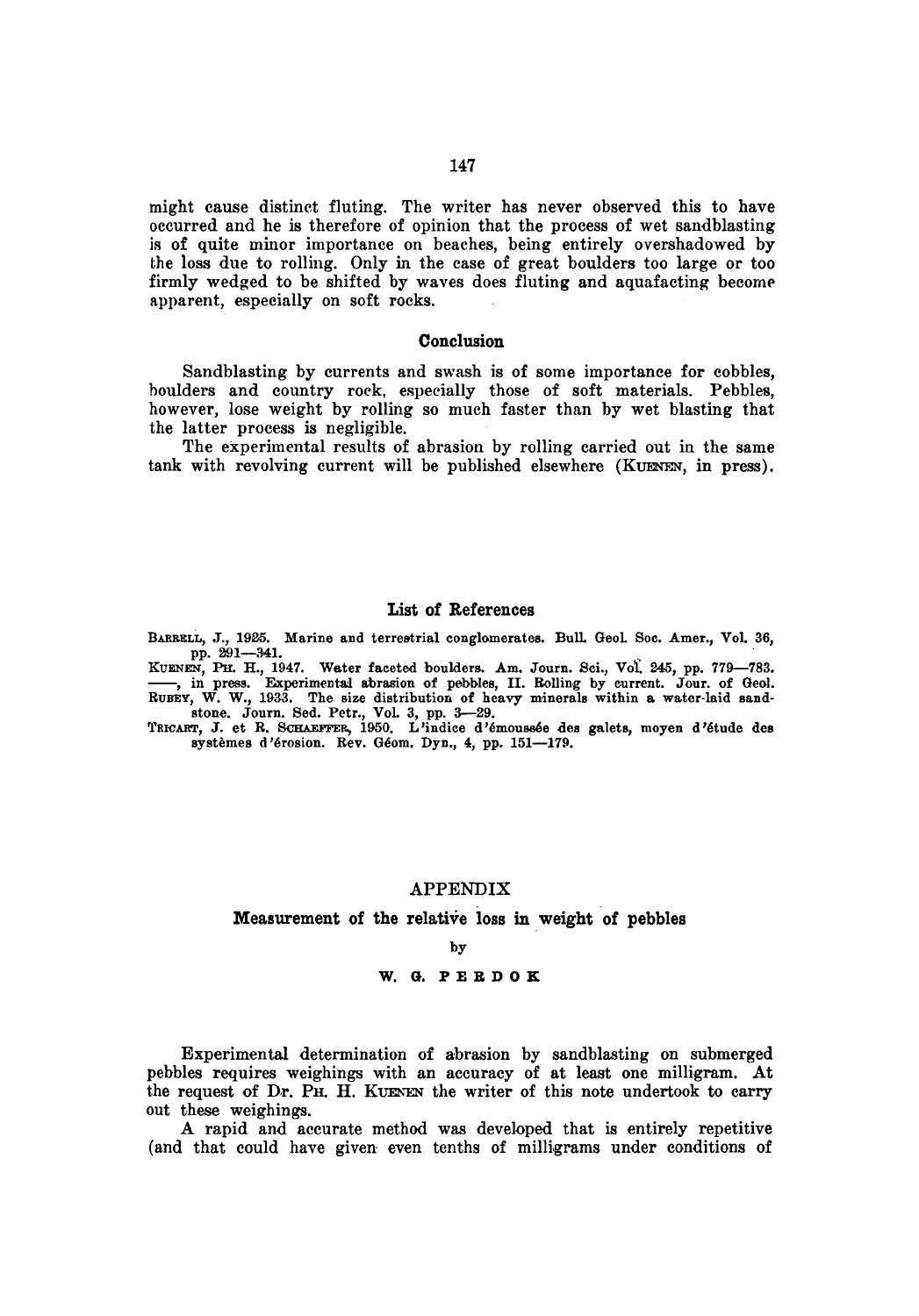might cause distinct fluting. The writer has never observed this to have occurred and he is therefore of opinion that the process of wet sandblasting is of quite minor importance on beaches, being entirely overshadowed by the loss due to rolling. Only in the case of great boulders too large or too firmly wedged to be shifted by waves does fluting and aquafacting become apparent, especially on soft rocks.

## Conclusion

Sandblasting by currents and swash is of some importance for cobbles, boulders and country rock, especially those of soft materials. Pebbles, however, lose weight by rolling so much faster than by wet blasting that the latter process is negligible.

The experimental results of abrasion by rolling carried out in the same tank with revolving current will be published elsewhere (KUENEN, in press).

## List of References

BARRELL, J., 1925. Marine and terrestrial conglomerates. Bull. Geol. Soc. Amer., Vol. 36, pp. 291—341.

KUENEN, PH. H., 1947. Water faceted boulders. Am. Journ. Sci., Vol. 245, pp. 779—783.

——, in press. Experimental abrasion of pebbles, II. Rolling by current. Jour. of Geol.

RUBEY, W. W., 1933. The size distribution of heavy minerals within a water-laid sandstone. Journ. Sed. Petr., Vol. 3, pp. 3—29.

TRICART, J. et R. SCHAEFFER, 1950. L'indice d'émoussée des galets, moyen d'étude des systèmes d'érosion. Rev. Géom. Dyn., 4, pp. 151—179.

# APPENDIX

## Measurement of the relative loss in weight of pebbles

by

W. G. PERDOK

Experimental determination of abrasion by sandblasting on submerged pebbles requires weighings with an accuracy of at least one milligram. At the request of Dr. PH. H. KUENEN the writer of this note undertook to carry out these weighings.

A rapid and accurate method was developed that is entirely repetitive (and that could have given even tenths of milligrams under conditions of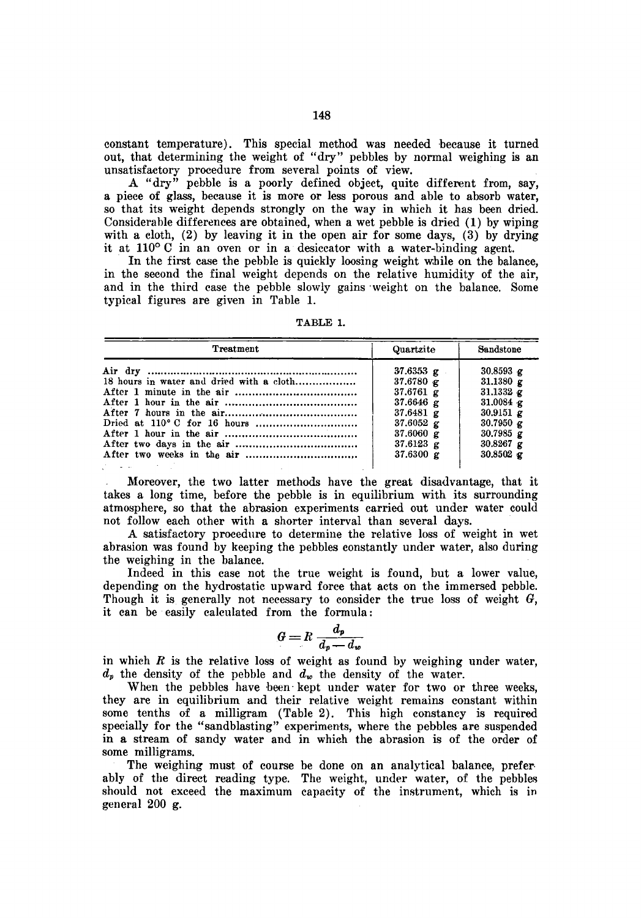constant temperature). This special method was needed because it turned out, that determining the weight of "dry" pebbles by normal weighing is an unsatisfactory procedure from several points of view.

A "dry" pebble is a poorly defined object, quite different from, say, a piece of glass, because it is more or less porous and able to absorb water, so that its weight depends strongly on the way in which it has been dried. Considerable differences are obtained, when a wet pebble is dried (1) by wiping with a cloth, (2) by leaving it in the open air for some days, (3) by drying it at 110° C in an oven or in a desiccator with a water-binding agent.

In the first case the pebble is quickly loosing weight while on the balance, in the second the final weight depends on the relative humidity of the air, and in the third case the pebble slowly gains weight on the balance. Some typical figures are given in Table 1.

TABLE 1.

| Treatment | Quartzite | Sandstone |
|---|---|---|
| Air dry | 37.6353 g | 30.8593 g |
| 18 hours in water and dried with a cloth | 37.6780 g | 31.1380 g |
| After 1 minute in the air | 37.6761 g | 31.1332 g |
| After 1 hour in the air | 37.6646 g | 31.0084 g |
| After 7 hours in the air | 37.6481 g | 30.9151 g |
| Dried at 110° C for 16 hours | 37.6052 g | 30.7950 g |
| After 1 hour in the air | 37.6060 g | 30.7985 g |
| After two days in the air | 37.6123 g | 30.8267 g |
| After two weeks in the air | 37.6300 g | 30.8502 g |

Moreover, the two latter methods have the great disadvantage, that it takes a long time, before the pebble is in equilibrium with its surrounding atmosphere, so that the abrasion experiments carried out under water could not follow each other with a shorter interval than several days.

A satisfactory procedure to determine the relative loss of weight in wet abrasion was found by keeping the pebbles constantly under water, also during the weighing in the balance.

Indeed in this case not the true weight is found, but a lower value, depending on the hydrostatic upward force that acts on the immersed pebble. Though it is generally not necessary to consider the true loss of weight $G$, it can be easily calculated from the formula:

$$G = R \frac{d_p}{d_p - d_w}$$

in which $R$ is the relative loss of weight as found by weighing under water, $d_p$ the density of the pebble and $d_w$ the density of the water.

When the pebbles have been kept under water for two or three weeks, they are in equilibrium and their relative weight remains constant within some tenths of a milligram (Table 2). This high constancy is required specially for the "sandblasting" experiments, where the pebbles are suspended in a stream of sandy water and in which the abrasion is of the order of some milligrams.

The weighing must of course be done on an analytical balance, preferably of the direct reading type. The weight, under water, of the pebbles should not exceed the maximum capacity of the instrument, which is in general 200 g.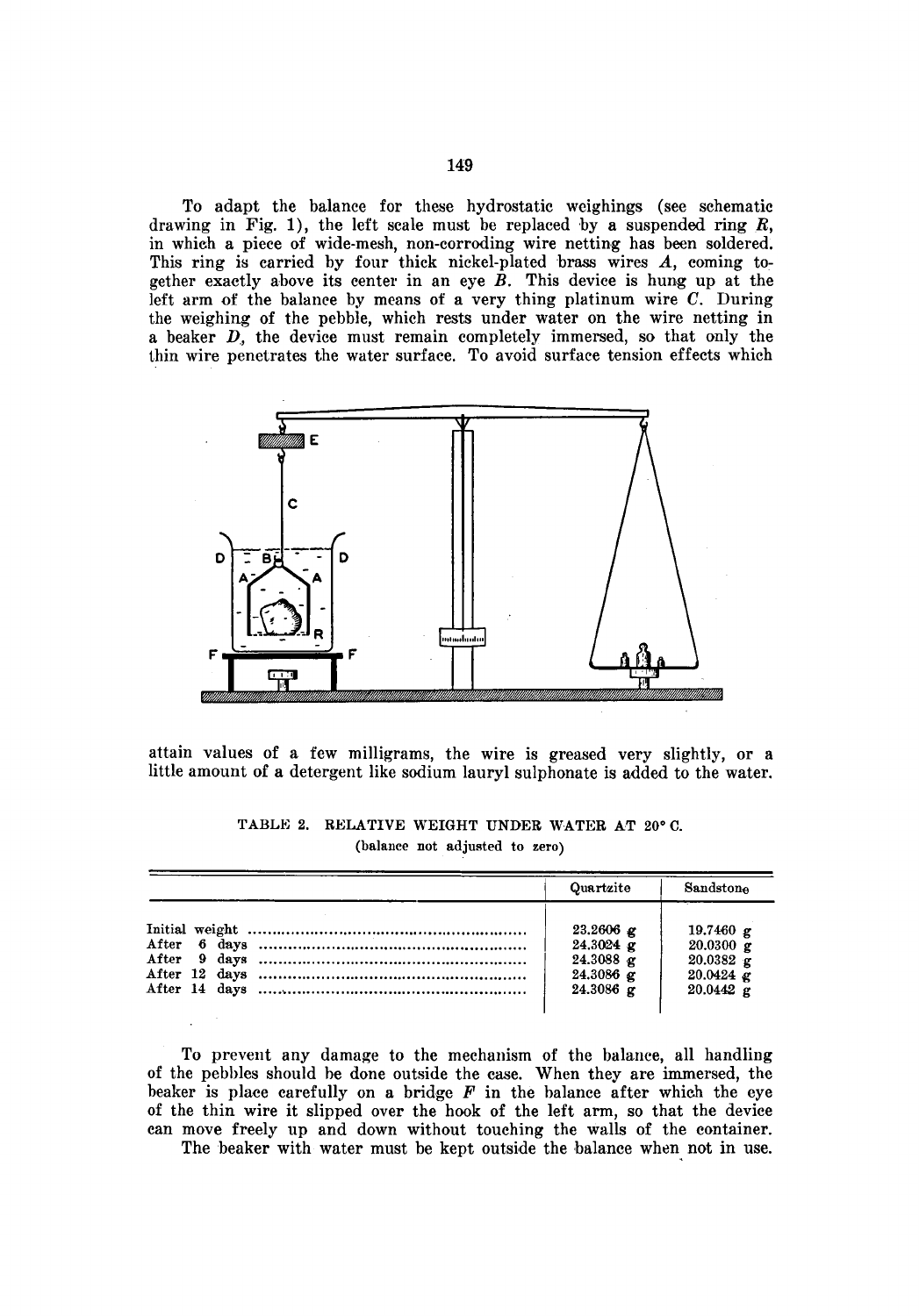To adapt the balance for these hydrostatic weighings (see schematic drawing in Fig. 1), the left scale must be replaced by a suspended ring *R*, in which a piece of wide-mesh, non-corroding wire netting has been soldered. This ring is carried by four thick nickel-plated brass wires *A*, coming together exactly above its center in an eye *B*. This device is hung up at the left arm of the balance by means of a very thing platinum wire *C*. During the weighing of the pebble, which rests under water on the wire netting in a beaker *D*, the device must remain completely immersed, so that only the thin wire penetrates the water surface. To avoid surface tension effects which attain values of a few milligrams, the wire is greased very slightly, or a little amount of a detergent like sodium lauryl sulphonate is added to the water.

TABLE 2. RELATIVE WEIGHT UNDER WATER AT 20° C.
(balance not adjusted to zero)

| | Quartzite | Sandstone |
|---|---|---|
| Initial weight | 23.2606 g | 19.7460 g |
| After 6 days | 24.3024 g | 20.0300 g |
| After 9 days | 24.3088 g | 20.0382 g |
| After 12 days | 24.3086 g | 20.0424 g |
| After 14 days | 24.3086 g | 20.0442 g |

To prevent any damage to the mechanism of the balance, all handling of the pebbles should be done outside the case. When they are immersed, the beaker is place carefully on a bridge *F* in the balance after which the eye of the thin wire it slipped over the hook of the left arm, so that the device can move freely up and down without touching the walls of the container.

The beaker with water must be kept outside the balance when not in use.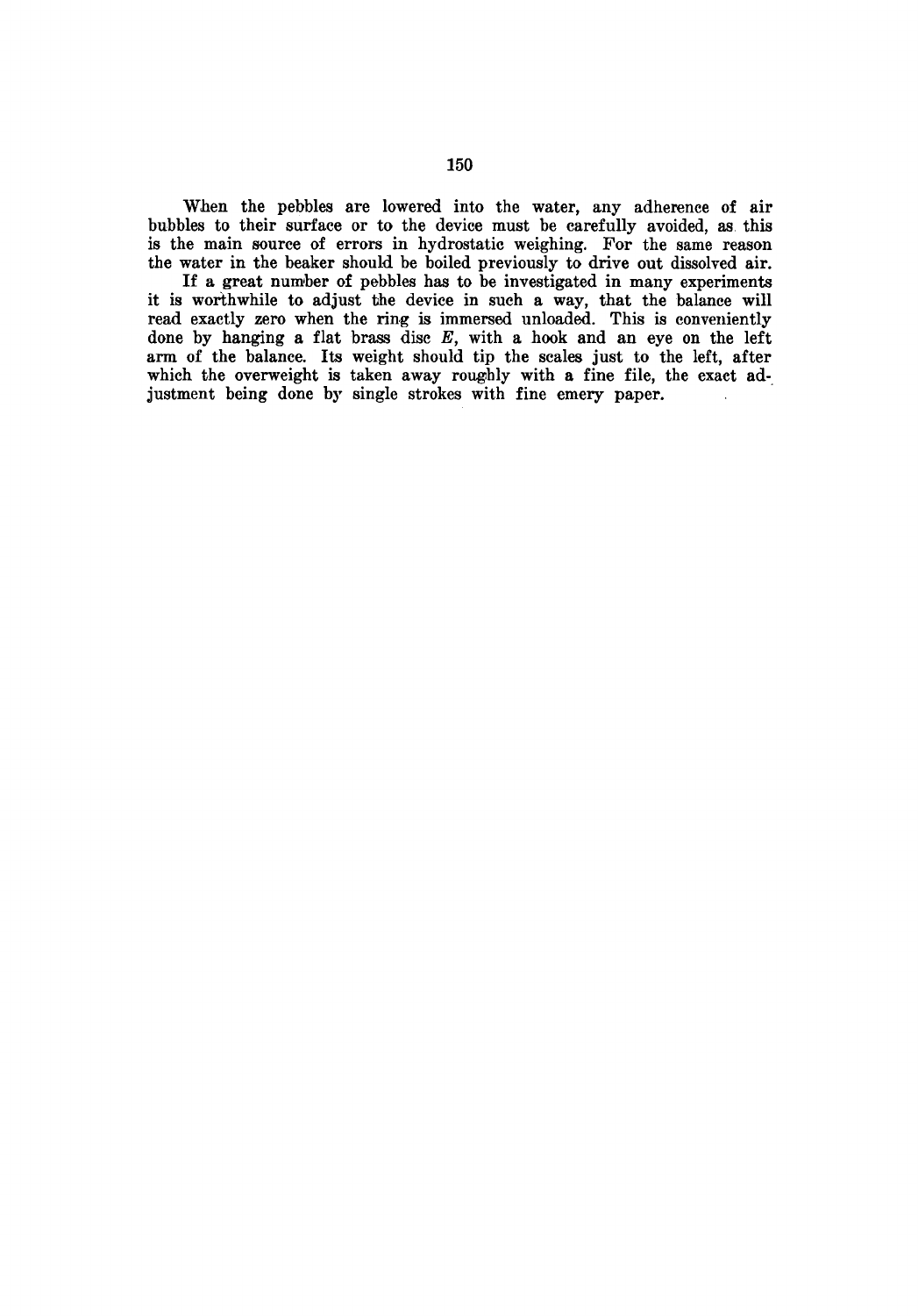When the pebbles are lowered into the water, any adherence of air bubbles to their surface or to the device must be carefully avoided, as this is the main source of errors in hydrostatic weighing. For the same reason the water in the beaker should be boiled previously to drive out dissolved air.

If a great number of pebbles has to be investigated in many experiments it is worthwhile to adjust the device in such a way, that the balance will read exactly zero when the ring is immersed unloaded. This is conveniently done by hanging a flat brass disc $E$, with a hook and an eye on the left arm of the balance. Its weight should tip the scales just to the left, after which the overweight is taken away roughly with a fine file, the exact adjustment being done by single strokes with fine emery paper.